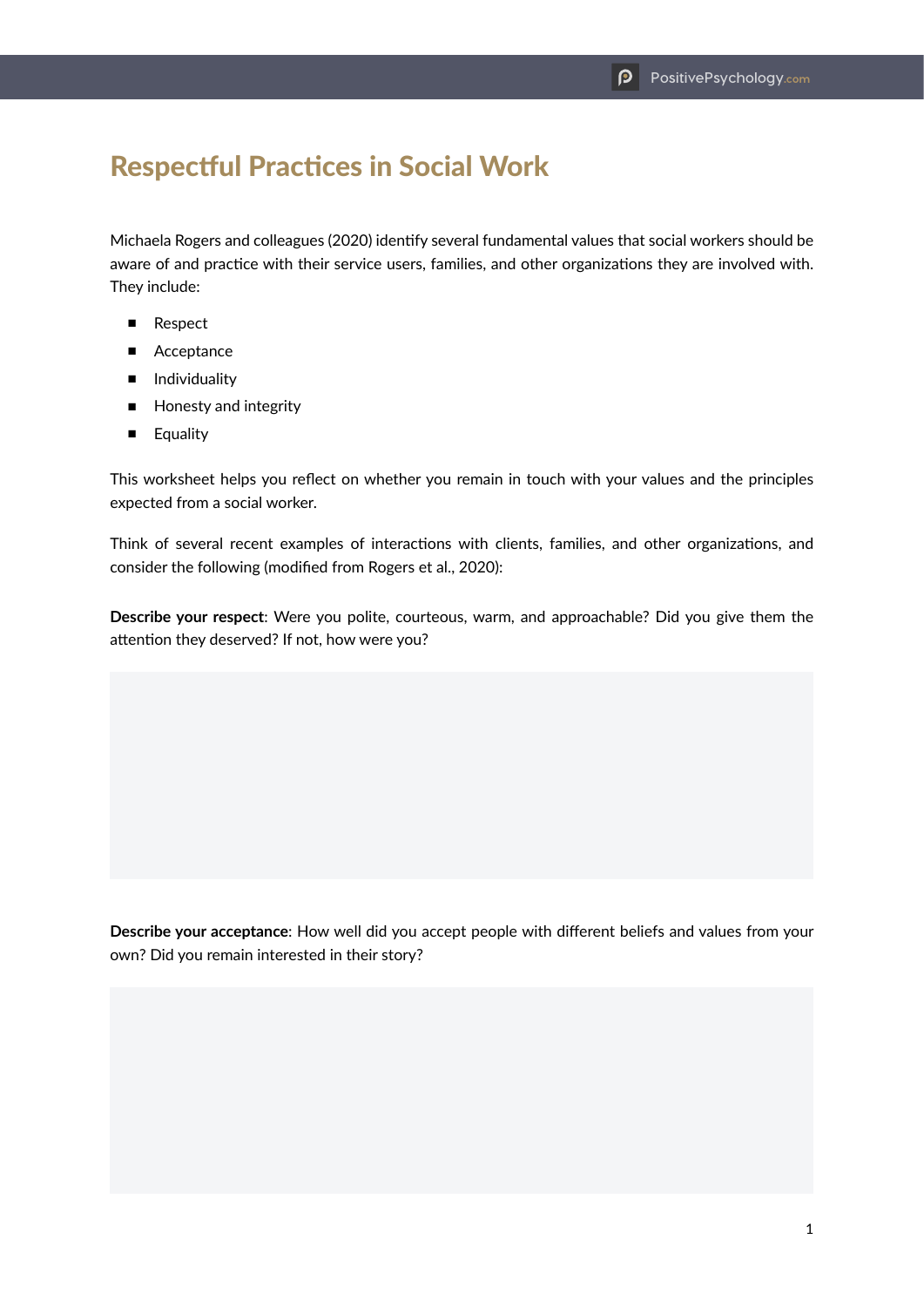# Respectful Practices in Social Work

Michaela Rogers and colleagues (2020) identify several fundamental values that social workers should be aware of and practice with their service users, families, and other organizations they are involved with. They include:

- Respect
- Acceptance
- Individuality
- Honesty and integrity
- Equality

This worksheet helps you reflect on whether you remain in touch with your values and the principles expected from a social worker.

Think of several recent examples of interactions with clients, families, and other organizations, and consider the following (modified from Rogers et al., 2020):

**Describe your respect**: Were you polite, courteous, warm, and approachable? Did you give them the attention they deserved? If not, how were you?

**Describe your acceptance**: How well did you accept people with different beliefs and values from your own? Did you remain interested in their story?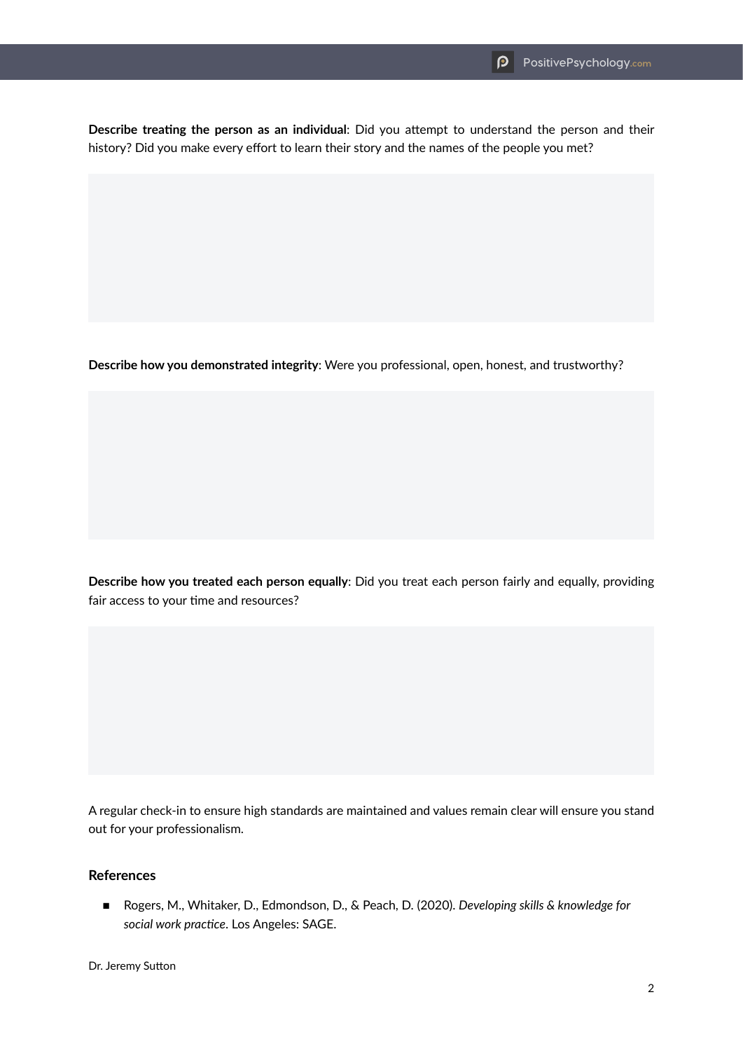**Describe treating the person as an individual**: Did you attempt to understand the person and their history? Did you make every effort to learn their story and the names of the people you met?

**Describe how you demonstrated integrity**: Were you professional, open, honest, and trustworthy?

**Describe how you treated each person equally**: Did you treat each person fairly and equally, providing fair access to your time and resources?

A regular check-in to ensure high standards are maintained and values remain clear will ensure you stand out for your professionalism.

## References

- Rogers, M., Whitaker, D., Edmondson, D., & Peach, D. (2020). *Developing skills & knowledge for social work practice*. Los Angeles: SAGE.

Dr. Jeremy Sutton